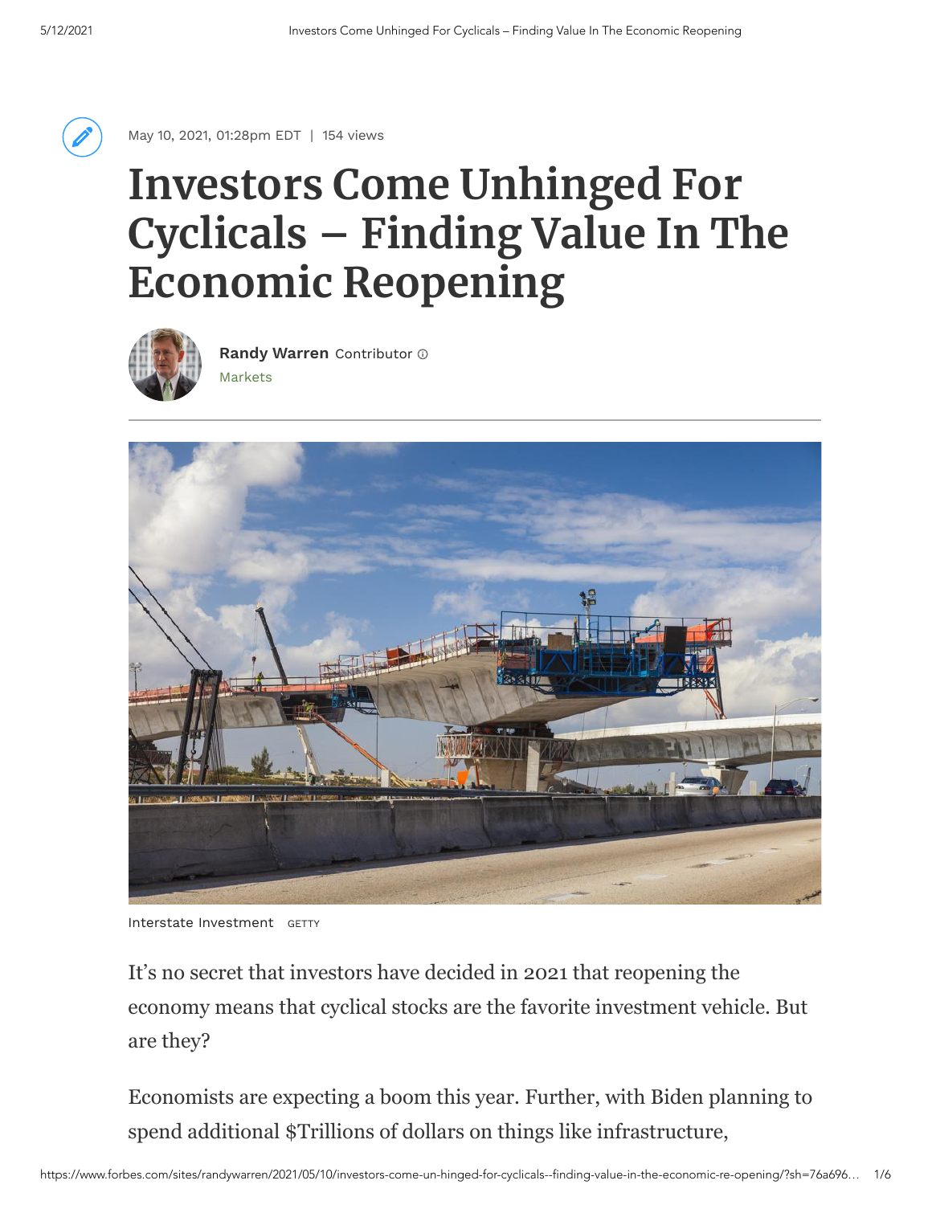May 10, 2021, 01:28pm EDT | 154 views

# Investors Come Unhinged For Cyclicals – Finding Value In The Economic Reopening

**Randy Warren** Contributor
Markets

Interstate Investment GETTY

It's no secret that investors have decided in 2021 that reopening the economy means that cyclical stocks are the favorite investment vehicle. But are they?

Economists are expecting a boom this year. Further, with Biden planning to spend additional $Trillions of dollars on things like infrastructure,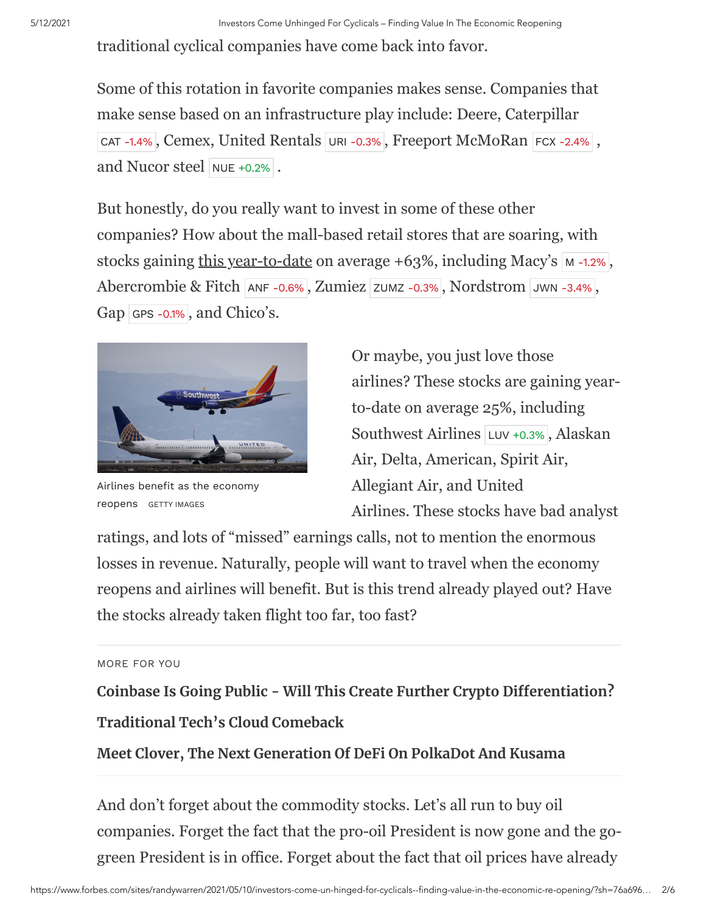traditional cyclical companies have come back into favor.

Some of this rotation in favorite companies makes sense. Companies that make sense based on an infrastructure play include: Deere, Caterpillar CAT -1.4%, Cemex, United Rentals URI -0.3%, Freeport McMoRan FCX -2.4%, and Nucor steel NUE +0.2%.

But honestly, do you really want to invest in some of these other companies? How about the mall-based retail stores that are soaring, with stocks gaining this year-to-date on average +63%, including Macy's M -1.2%, Abercrombie & Fitch ANF -0.6%, Zumiez ZUMZ -0.3%, Nordstrom JWN -3.4%, Gap GPS -0.1%, and Chico's.

Airlines benefit as the economy reopens GETTY IMAGES

Or maybe, you just love those airlines? These stocks are gaining year-to-date on average 25%, including Southwest Airlines LUV +0.3%, Alaskan Air, Delta, American, Spirit Air, Allegiant Air, and United Airlines. These stocks have bad analyst ratings, and lots of "missed" earnings calls, not to mention the enormous losses in revenue. Naturally, people will want to travel when the economy reopens and airlines will benefit. But is this trend already played out? Have the stocks already taken flight too far, too fast?

MORE FOR YOU

**Coinbase Is Going Public - Will This Create Further Crypto Differentiation?**

**Traditional Tech's Cloud Comeback**

**Meet Clover, The Next Generation Of DeFi On PolkaDot And Kusama**

And don't forget about the commodity stocks. Let's all run to buy oil companies. Forget the fact that the pro-oil President is now gone and the go-green President is in office. Forget about the fact that oil prices have already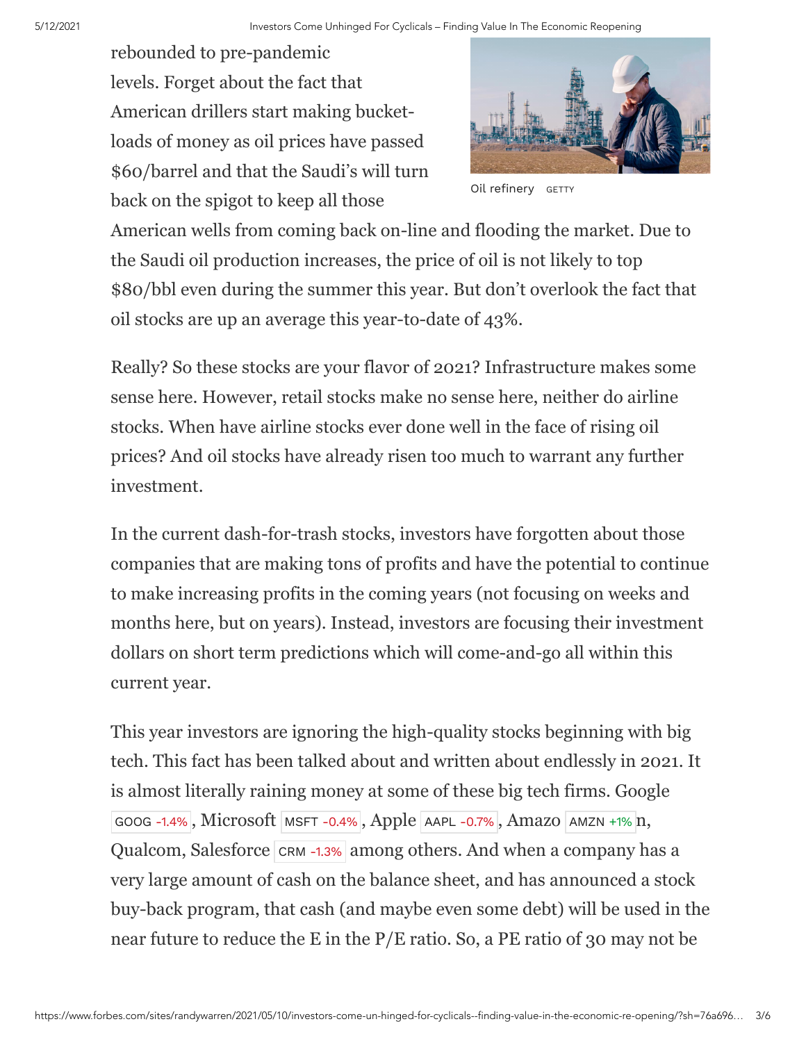rebounded to pre-pandemic levels. Forget about the fact that American drillers start making bucket-loads of money as oil prices have passed $60/barrel and that the Saudi's will turn back on the spigot to keep all those American wells from coming back on-line and flooding the market. Due to the Saudi oil production increases, the price of oil is not likely to top $80/bbl even during the summer this year. But don't overlook the fact that oil stocks are up an average this year-to-date of 43%.

Oil refinery GETTY

Really? So these stocks are your flavor of 2021? Infrastructure makes some sense here. However, retail stocks make no sense here, neither do airline stocks. When have airline stocks ever done well in the face of rising oil prices? And oil stocks have already risen too much to warrant any further investment.

In the current dash-for-trash stocks, investors have forgotten about those companies that are making tons of profits and have the potential to continue to make increasing profits in the coming years (not focusing on weeks and months here, but on years). Instead, investors are focusing their investment dollars on short term predictions which will come-and-go all within this current year.

This year investors are ignoring the high-quality stocks beginning with big tech. This fact has been talked about and written about endlessly in 2021. It is almost literally raining money at some of these big tech firms. Google GOOG -1.4%, Microsoft MSFT -0.4%, Apple AAPL -0.7%, Amazo AMZN +1% n, Qualcom, Salesforce CRM -1.3% among others. And when a company has a very large amount of cash on the balance sheet, and has announced a stock buy-back program, that cash (and maybe even some debt) will be used in the near future to reduce the E in the P/E ratio. So, a PE ratio of 30 may not be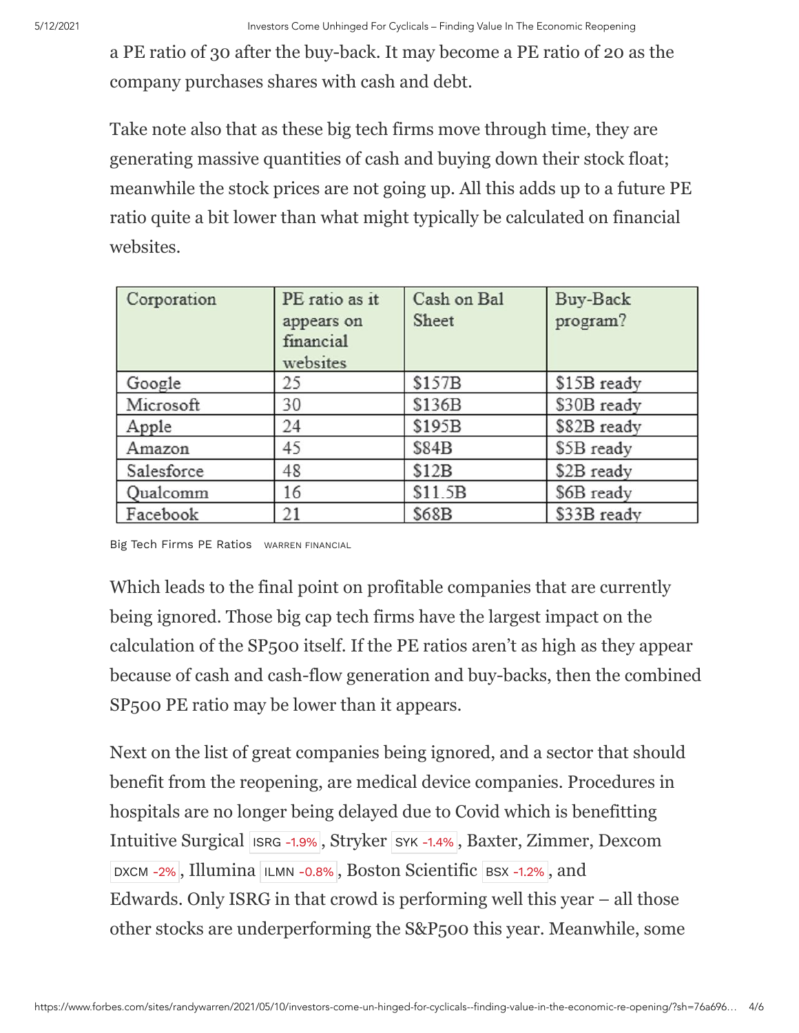a PE ratio of 30 after the buy-back. It may become a PE ratio of 20 as the company purchases shares with cash and debt.

Take note also that as these big tech firms move through time, they are generating massive quantities of cash and buying down their stock float; meanwhile the stock prices are not going up. All this adds up to a future PE ratio quite a bit lower than what might typically be calculated on financial websites.

| Corporation | PE ratio as it appears on financial websites | Cash on Bal Sheet | Buy-Back program? |
|---|---|---|---|
| Google | 25 | $157B | $15B ready |
| Microsoft | 30 | $136B | $30B ready |
| Apple | 24 | $195B | $82B ready |
| Amazon | 45 | $84B | $5B ready |
| Salesforce | 48 | $12B | $2B ready |
| Qualcomm | 16 | $11.5B | $6B ready |
| Facebook | 21 | $68B | $33B ready |

Big Tech Firms PE Ratios WARREN FINANCIAL

Which leads to the final point on profitable companies that are currently being ignored. Those big cap tech firms have the largest impact on the calculation of the SP500 itself. If the PE ratios aren't as high as they appear because of cash and cash-flow generation and buy-backs, then the combined SP500 PE ratio may be lower than it appears.

Next on the list of great companies being ignored, and a sector that should benefit from the reopening, are medical device companies. Procedures in hospitals are no longer being delayed due to Covid which is benefitting Intuitive Surgical ISRG -1.9%, Stryker SYK -1.4%, Baxter, Zimmer, Dexcom DXCM -2%, Illumina ILMN -0.8%, Boston Scientific BSX -1.2%, and Edwards. Only ISRG in that crowd is performing well this year – all those other stocks are underperforming the S&P500 this year. Meanwhile, some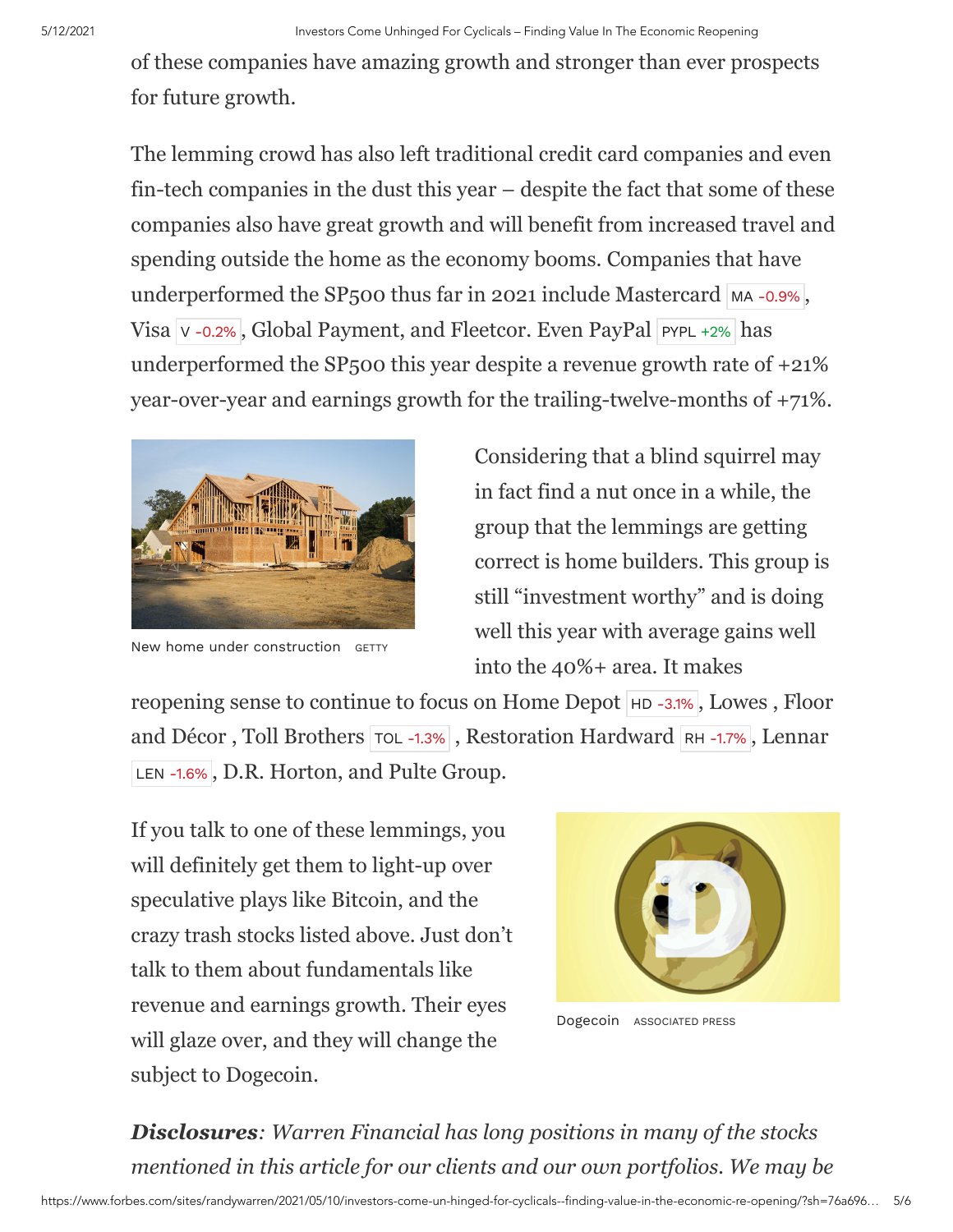of these companies have amazing growth and stronger than ever prospects for future growth.

The lemming crowd has also left traditional credit card companies and even fin-tech companies in the dust this year – despite the fact that some of these companies also have great growth and will benefit from increased travel and spending outside the home as the economy booms. Companies that have underperformed the SP500 thus far in 2021 include Mastercard MA -0.9%, Visa V -0.2%, Global Payment, and Fleetcor. Even PayPal PYPL +2% has underperformed the SP500 this year despite a revenue growth rate of +21% year-over-year and earnings growth for the trailing-twelve-months of +71%.

New home under construction GETTY

Considering that a blind squirrel may in fact find a nut once in a while, the group that the lemmings are getting correct is home builders. This group is still "investment worthy" and is doing well this year with average gains well into the 40%+ area. It makes reopening sense to continue to focus on Home Depot HD -3.1%, Lowes , Floor and Décor , Toll Brothers TOL -1.3% , Restoration Hardward RH -1.7%, Lennar LEN -1.6%, D.R. Horton, and Pulte Group.

If you talk to one of these lemmings, you will definitely get them to light-up over speculative plays like Bitcoin, and the crazy trash stocks listed above. Just don't talk to them about fundamentals like revenue and earnings growth. Their eyes will glaze over, and they will change the subject to Dogecoin.

Dogecoin ASSOCIATED PRESS

***Disclosures****: Warren Financial has long positions in many of the stocks mentioned in this article for our clients and our own portfolios. We may be*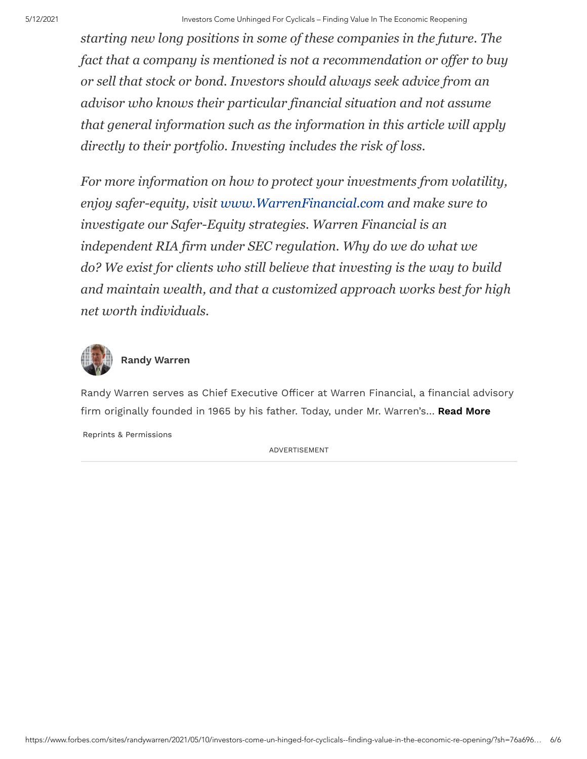*starting new long positions in some of these companies in the future. The fact that a company is mentioned is not a recommendation or offer to buy or sell that stock or bond. Investors should always seek advice from an advisor who knows their particular financial situation and not assume that general information such as the information in this article will apply directly to their portfolio. Investing includes the risk of loss.*

*For more information on how to protect your investments from volatility, enjoy safer-equity, visit www.WarrenFinancial.com and make sure to investigate our Safer-Equity strategies. Warren Financial is an independent RIA firm under SEC regulation. Why do we do what we do? We exist for clients who still believe that investing is the way to build and maintain wealth, and that a customized approach works best for high net worth individuals.*

**Randy Warren**

Randy Warren serves as Chief Executive Officer at Warren Financial, a financial advisory firm originally founded in 1965 by his father. Today, under Mr. Warren's... **Read More**

Reprints & Permissions

ADVERTISEMENT